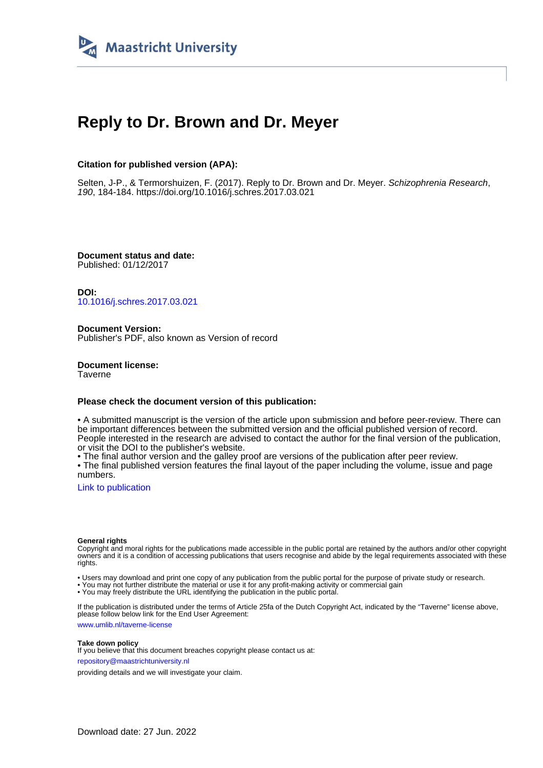Maastricht University

# Reply to Dr. Brown and Dr. Meyer

**Citation for published version (APA):**

Selten, J-P., & Termorshuizen, F. (2017). Reply to Dr. Brown and Dr. Meyer. *Schizophrenia Research*, *190*, 184-184. https://doi.org/10.1016/j.schres.2017.03.021

**Document status and date:**
Published: 01/12/2017

**DOI:**
10.1016/j.schres.2017.03.021

**Document Version:**
Publisher's PDF, also known as Version of record

**Document license:**
Taverne

**Please check the document version of this publication:**

• A submitted manuscript is the version of the article upon submission and before peer-review. There can be important differences between the submitted version and the official published version of record. People interested in the research are advised to contact the author for the final version of the publication, or visit the DOI to the publisher's website.
• The final author version and the galley proof are versions of the publication after peer review.
• The final published version features the final layout of the paper including the volume, issue and page numbers.

Link to publication

**General rights**
Copyright and moral rights for the publications made accessible in the public portal are retained by the authors and/or other copyright owners and it is a condition of accessing publications that users recognise and abide by the legal requirements associated with these rights.

• Users may download and print one copy of any publication from the public portal for the purpose of private study or research.
• You may not further distribute the material or use it for any profit-making activity or commercial gain
• You may freely distribute the URL identifying the publication in the public portal.

If the publication is distributed under the terms of Article 25fa of the Dutch Copyright Act, indicated by the "Taverne" license above, please follow below link for the End User Agreement:

www.umlib.nl/taverne-license

**Take down policy**
If you believe that this document breaches copyright please contact us at:

repository@maastrichtuniversity.nl

providing details and we will investigate your claim.

Download date: 27 Jun. 2022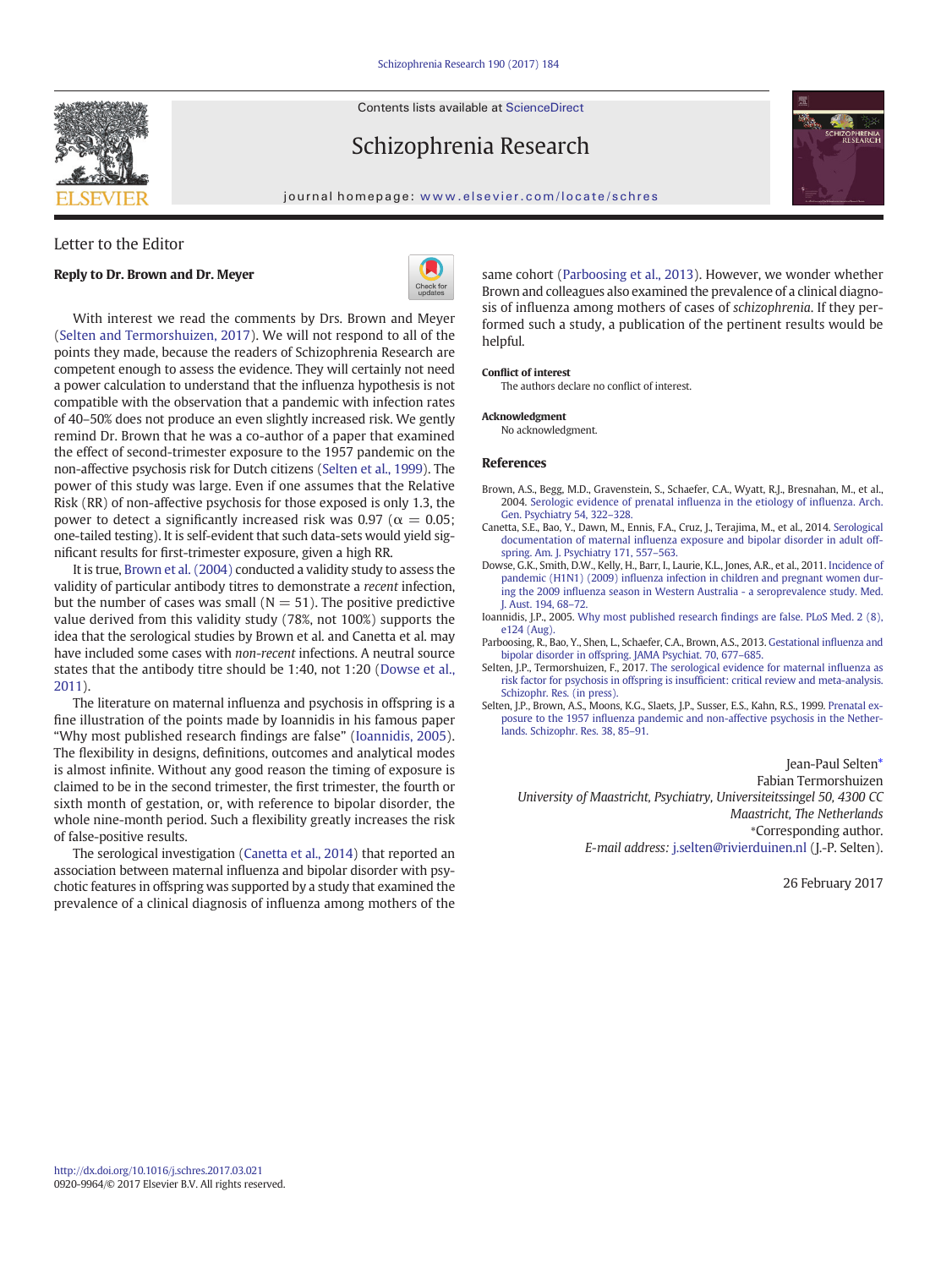Letter to the Editor

## Reply to Dr. Brown and Dr. Meyer

With interest we read the comments by Drs. Brown and Meyer (Selten and Termorshuizen, 2017). We will not respond to all of the points they made, because the readers of Schizophrenia Research are competent enough to assess the evidence. They will certainly not need a power calculation to understand that the influenza hypothesis is not compatible with the observation that a pandemic with infection rates of 40–50% does not produce an even slightly increased risk. We gently remind Dr. Brown that he was a co-author of a paper that examined the effect of second-trimester exposure to the 1957 pandemic on the non-affective psychosis risk for Dutch citizens (Selten et al., 1999). The power of this study was large. Even if one assumes that the Relative Risk (RR) of non-affective psychosis for those exposed is only 1.3, the power to detect a significantly increased risk was 0.97 ($\alpha = 0.05$; one-tailed testing). It is self-evident that such data-sets would yield significant results for first-trimester exposure, given a high RR.

It is true, Brown et al. (2004) conducted a validity study to assess the validity of particular antibody titres to demonstrate a *recent* infection, but the number of cases was small ($N = 51$). The positive predictive value derived from this validity study (78%, not 100%) supports the idea that the serological studies by Brown et al. and Canetta et al. may have included some cases with *non-recent* infections. A neutral source states that the antibody titre should be 1:40, not 1:20 (Dowse et al., 2011).

The literature on maternal influenza and psychosis in offspring is a fine illustration of the points made by Ioannidis in his famous paper "Why most published research findings are false" (Ioannidis, 2005). The flexibility in designs, definitions, outcomes and analytical modes is almost infinite. Without any good reason the timing of exposure is claimed to be in the second trimester, the first trimester, the fourth or sixth month of gestation, or, with reference to bipolar disorder, the whole nine-month period. Such a flexibility greatly increases the risk of false-positive results.

The serological investigation (Canetta et al., 2014) that reported an association between maternal influenza and bipolar disorder with psychotic features in offspring was supported by a study that examined the prevalence of a clinical diagnosis of influenza among mothers of the same cohort (Parboosing et al., 2013). However, we wonder whether Brown and colleagues also examined the prevalence of a clinical diagnosis of influenza among mothers of cases of *schizophrenia*. If they performed such a study, a publication of the pertinent results would be helpful.

**Conflict of interest**

The authors declare no conflict of interest.

**Acknowledgment**

No acknowledgment.

## References

Brown, A.S., Begg, M.D., Gravenstein, S., Schaefer, C.A., Wyatt, R.J., Bresnahan, M., et al., 2004. Serologic evidence of prenatal influenza in the etiology of influenza. Arch. Gen. Psychiatry 54, 322–328.

Canetta, S.E., Bao, Y., Dawn, M., Ennis, F.A., Cruz, J., Terajima, M., et al., 2014. Serological documentation of maternal influenza exposure and bipolar disorder in adult offspring. Am. J. Psychiatry 171, 557–563.

Dowse, G.K., Smith, D.W., Kelly, H., Barr, I., Laurie, K.L., Jones, A.R., et al., 2011. Incidence of pandemic (H1N1) (2009) influenza infection in children and pregnant women during the 2009 influenza season in Western Australia - a seroprevalence study. Med. J. Aust. 194, 68–72.

Ioannidis, J.P., 2005. Why most published research findings are false. PLoS Med. 2 (8), e124 (Aug).

Parboosing, R., Bao, Y., Shen, L., Schaefer, C.A., Brown, A.S., 2013. Gestational influenza and bipolar disorder in offspring. JAMA Psychiat. 70, 677–685.

Selten, J.P., Termorshuizen, F., 2017. The serological evidence for maternal influenza as risk factor for psychosis in offspring is insufficient: critical review and meta-analysis. Schizophr. Res. (in press).

Selten, J.P., Brown, A.S., Moons, K.G., Slaets, J.P., Susser, E.S., Kahn, R.S., 1999. Prenatal exposure to the 1957 influenza pandemic and non-affective psychosis in the Netherlands. Schizophr. Res. 38, 85–91.

Jean-Paul Selten*
Fabian Termorshuizen
*University of Maastricht, Psychiatry, Universiteitssingel 50, 4300 CC Maastricht, The Netherlands*
*Corresponding author.
*E-mail address:* j.selten@rivierduinen.nl (J.-P. Selten).

26 February 2017

http://dx.doi.org/10.1016/j.schres.2017.03.021
0920-9964/© 2017 Elsevier B.V. All rights reserved.